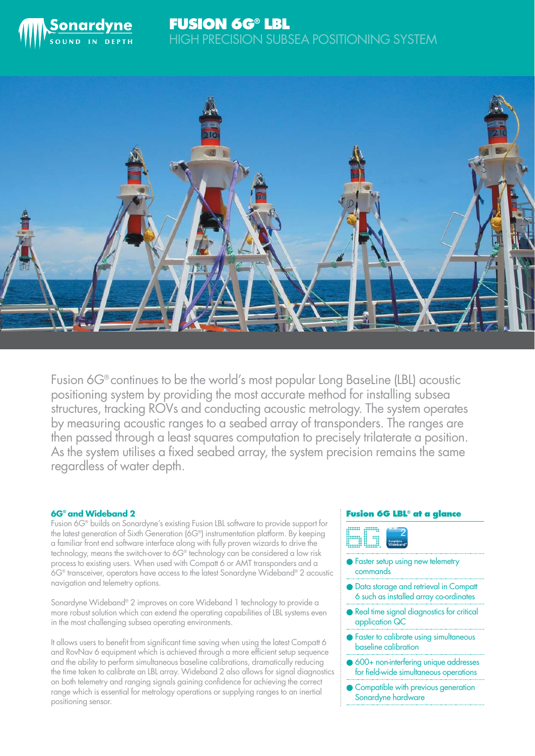Sonardyne
SOUND IN DEPTH

# FUSION 6G® LBL

## HIGH PRECISION SUBSEA POSITIONING SYSTEM

Fusion 6G® continues to be the world's most popular Long BaseLine (LBL) acoustic positioning system by providing the most accurate method for installing subsea structures, tracking ROVs and conducting acoustic metrology. The system operates by measuring acoustic ranges to a seabed array of transponders. The ranges are then passed through a least squares computation to precisely trilaterate a position. As the system utilises a fixed seabed array, the system precision remains the same regardless of water depth.

### 6G® and Wideband 2

Fusion 6G® builds on Sonardyne's existing Fusion LBL software to provide support for the latest generation of Sixth Generation (6G®) instrumentation platform. By keeping a familiar front end software interface along with fully proven wizards to drive the technology, means the switch-over to 6G® technology can be considered a low risk process to existing users. When used with Compatt 6 or AMT transponders and a 6G® transceiver, operators have access to the latest Sonardyne Wideband® 2 acoustic navigation and telemetry options.

Sonardyne Wideband® 2 improves on core Wideband 1 technology to provide a more robust solution which can extend the operating capabilities of LBL systems even in the most challenging subsea operating environments.

It allows users to benefit from significant time saving when using the latest Compatt 6 and RovNav 6 equipment which is achieved through a more efficient setup sequence and the ability to perform simultaneous baseline calibrations, dramatically reducing the time taken to calibrate an LBL array. Wideband 2 also allows for signal diagnostics on both telemetry and ranging signals gaining confidence for achieving the correct range which is essential for metrology operations or supplying ranges to an inertial positioning sensor.

### Fusion 6G LBL® at a glance

- Faster setup using new telemetry commands
- Data storage and retrieval in Compatt 6 such as installed array co-ordinates
- Real time signal diagnostics for critical application QC
- Faster to calibrate using simultaneous baseline calibration
- 600+ non-interfering unique addresses for field-wide simultaneous operations
- Compatible with previous generation Sonardyne hardware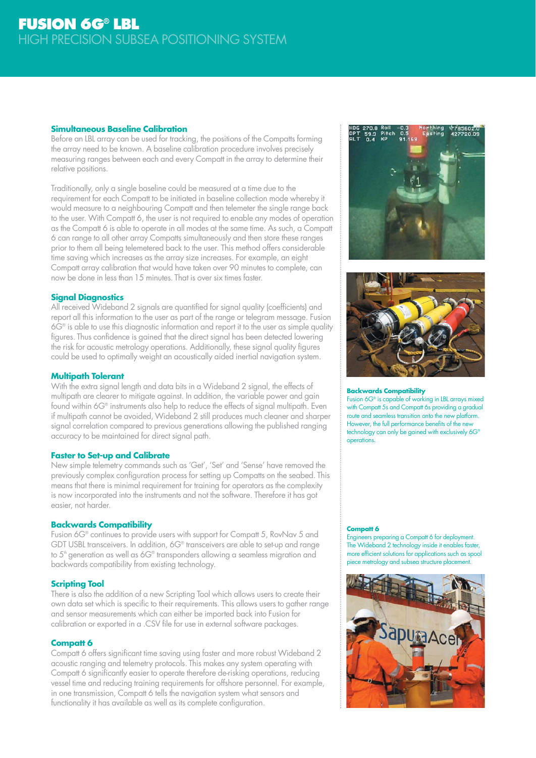# FUSION 6G® LBL

## HIGH PRECISION SUBSEA POSITIONING SYSTEM

### Simultaneous Baseline Calibration

Before an LBL array can be used for tracking, the positions of the Compatts forming the array need to be known. A baseline calibration procedure involves precisely measuring ranges between each and every Compatt in the array to determine their relative positions.

Traditionally, only a single baseline could be measured at a time due to the requirement for each Compatt to be initiated in baseline collection mode whereby it would measure to a neighbouring Compatt and then telemeter the single range back to the user. With Compatt 6, the user is not required to enable any modes of operation as the Compatt 6 is able to operate in all modes at the same time. As such, a Compatt 6 can range to all other array Compatts simultaneously and then store these ranges prior to them all being telemetered back to the user. This method offers considerable time saving which increases as the array size increases. For example, an eight Compatt array calibration that would have taken over 90 minutes to complete, can now be done in less than 15 minutes. That is over six times faster.

### Signal Diagnostics

All received Wideband 2 signals are quantified for signal quality (coefficients) and report all this information to the user as part of the range or telegram message. Fusion 6G® is able to use this diagnostic information and report it to the user as simple quality figures. Thus confidence is gained that the direct signal has been detected lowering the risk for acoustic metrology operations. Additionally, these signal quality figures could be used to optimally weight an acoustically aided inertial navigation system.

### Multipath Tolerant

With the extra signal length and data bits in a Wideband 2 signal, the effects of multipath are clearer to mitigate against. In addition, the variable power and gain found within 6G® instruments also help to reduce the effects of signal multipath. Even if multipath cannot be avoided, Wideband 2 still produces much cleaner and sharper signal correlation compared to previous generations allowing the published ranging accuracy to be maintained for direct signal path.

### Faster to Set-up and Calibrate

New simple telemetry commands such as 'Get', 'Set' and 'Sense' have removed the previously complex configuration process for setting up Compatts on the seabed. This means that there is minimal requirement for training for operators as the complexity is now incorporated into the instruments and not the software. Therefore it has got easier, not harder.

### Backwards Compatibility

Fusion 6G® continues to provide users with support for Compatt 5, RovNav 5 and GDT USBL transceivers. In addition, 6G® transceivers are able to set-up and range to 5th generation as well as 6G® transponders allowing a seamless migration and backwards compatibility from existing technology.

### Scripting Tool

There is also the addition of a new Scripting Tool which allows users to create their own data set which is specific to their requirements. This allows users to gather range and sensor measurements which can either be imported back into Fusion for calibration or exported in a .CSV file for use in external software packages.

### Compatt 6

Compatt 6 offers significant time saving using faster and more robust Wideband 2 acoustic ranging and telemetry protocols. This makes any system operating with Compatt 6 significantly easier to operate therefore de-risking operations, reducing vessel time and reducing training requirements for offshore personnel. For example, in one transmission, Compatt 6 tells the navigation system what sensors and functionality it has available as well as its complete configuration.

**Backwards Compatibility**
Fusion 6G® is capable of working in LBL arrays mixed with Compatt 5s and Compatt 6s providing a gradual route and seamless transition onto the new platform. However, the full performance benefits of the new technology can only be gained with exclusively 6G® operations.

**Compatt 6**
Engineers preparing a Compatt 6 for deployment. The Wideband 2 technology inside it enables faster, more efficient solutions for applications such as spool piece metrology and subsea structure placement.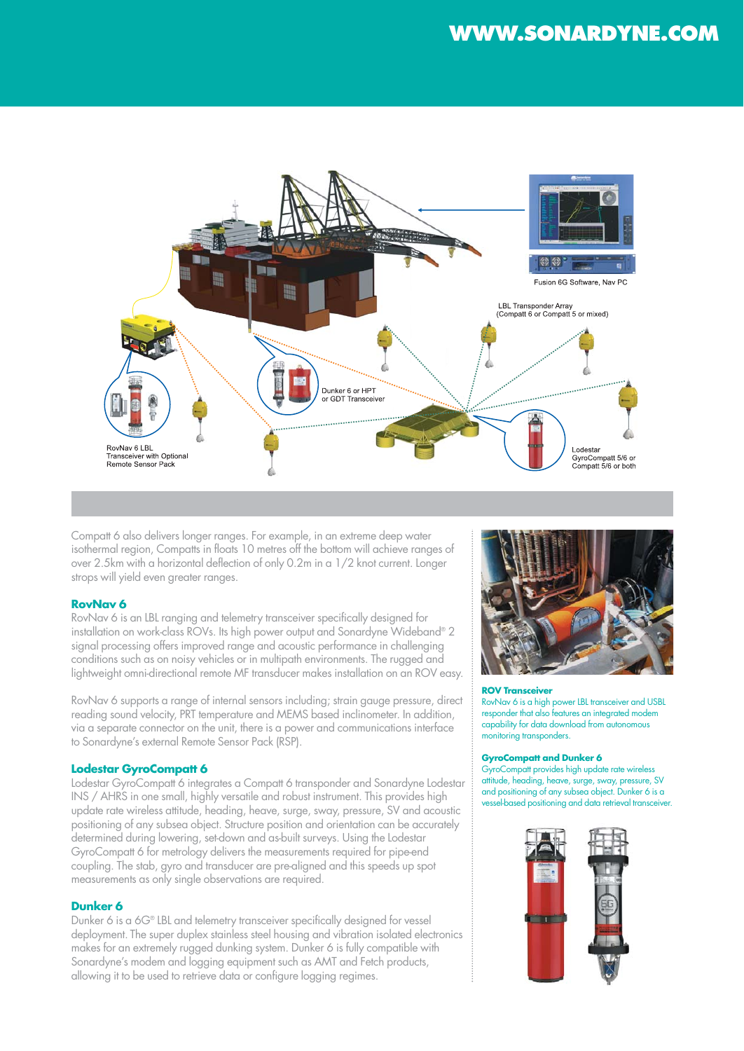Fusion 6G Software, Nav PC

LBL Transponder Array (Compatt 6 or Compatt 5 or mixed)

Dunker 6 or HPT or GDT Transceiver

RovNav 6 LBL Transceiver with Optional Remote Sensor Pack

Lodestar GyroCompatt 5/6 or Compatt 5/6 or both

Compatt 6 also delivers longer ranges. For example, in an extreme deep water isothermal region, Compatts in floats 10 metres off the bottom will achieve ranges of over 2.5km with a horizontal deflection of only 0.2m in a 1/2 knot current. Longer strops will yield even greater ranges.

## RovNav 6

RovNav 6 is an LBL ranging and telemetry transceiver specifically designed for installation on work-class ROVs. Its high power output and Sonardyne Wideband® 2 signal processing offers improved range and acoustic performance in challenging conditions such as on noisy vehicles or in multipath environments. The rugged and lightweight omni-directional remote MF transducer makes installation on an ROV easy.

RovNav 6 supports a range of internal sensors including; strain gauge pressure, direct reading sound velocity, PRT temperature and MEMS based inclinometer. In addition, via a separate connector on the unit, there is a power and communications interface to Sonardyne's external Remote Sensor Pack (RSP).

## Lodestar GyroCompatt 6

Lodestar GyroCompatt 6 integrates a Compatt 6 transponder and Sonardyne Lodestar INS / AHRS in one small, highly versatile and robust instrument. This provides high update rate wireless attitude, heading, heave, surge, sway, pressure, SV and acoustic positioning of any subsea object. Structure position and orientation can be accurately determined during lowering, set-down and as-built surveys. Using the Lodestar GyroCompatt 6 for metrology delivers the measurements required for pipe-end coupling. The stab, gyro and transducer are pre-aligned and this speeds up spot measurements as only single observations are required.

## Dunker 6

Dunker 6 is a 6G® LBL and telemetry transceiver specifically designed for vessel deployment. The super duplex stainless steel housing and vibration isolated electronics makes for an extremely rugged dunking system. Dunker 6 is fully compatible with Sonardyne's modem and logging equipment such as AMT and Fetch products, allowing it to be used to retrieve data or configure logging regimes.

**ROV Transceiver**
RovNav 6 is a high power LBL transceiver and USBL responder that also features an integrated modem capability for data download from autonomous monitoring transponders.

**GyroCompatt and Dunker 6**
GyroCompatt provides high update rate wireless attitude, heading, heave, surge, sway, pressure, SV and positioning of any subsea object. Dunker 6 is a vessel-based positioning and data retrieval transceiver.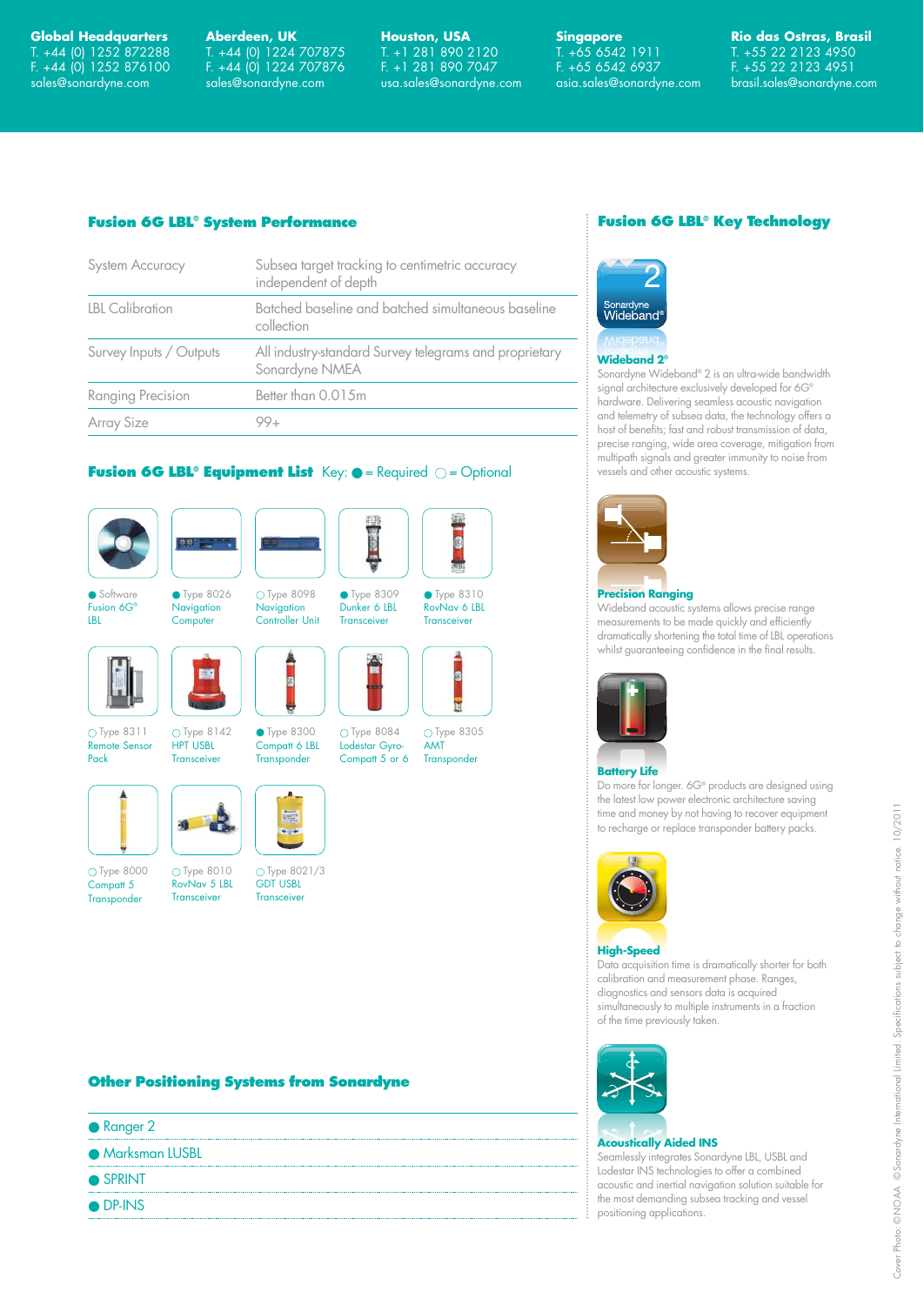**Global Headquarters**
T. +44 (0) 1252 872288
F. +44 (0) 1252 876100
sales@sonardyne.com

**Aberdeen, UK**
T. +44 (0) 1224 707875
F. +44 (0) 1224 707876
sales@sonardyne.com

**Houston, USA**
T. +1 281 890 2120
F. +1 281 890 7047
usa.sales@sonardyne.com

**Singapore**
T. +65 6542 1911
F. +65 6542 6937
asia.sales@sonardyne.com

**Rio das Ostras, Brasil**
T. +55 22 2123 4950
F. +55 22 2123 4951
brasil.sales@sonardyne.com

## Fusion 6G LBL® System Performance

| | |
|---|---|
| System Accuracy | Subsea target tracking to centimetric accuracy independent of depth |
| LBL Calibration | Batched baseline and batched simultaneous baseline collection |
| Survey Inputs / Outputs | All industry-standard Survey telegrams and proprietary Sonardyne NMEA |
| Ranging Precision | Better than 0.015m |
| Array Size | 99+ |

## Fusion 6G LBL® Equipment List

Key: ● = Required ○ = Optional

- ● Software Fusion 6G® LBL
- ● Type 8026 Navigation Computer
- ○ Type 8098 Navigation Controller Unit
- ● Type 8309 Dunker 6 LBL Transceiver
- ● Type 8310 RovNav 6 LBL Transceiver
- ○ Type 8311 Remote Sensor Pack
- ○ Type 8142 HPT USBL Transceiver
- ● Type 8300 Compatt 6 LBL Transponder
- ○ Type 8084 Lodestar Gyro-Compatt 5 or 6
- ○ Type 8305 AMT Transponder
- ○ Type 8000 Compatt 5 Transponder
- ○ Type 8010 RovNav 5 LBL Transceiver
- ○ Type 8021/3 GDT USBL Transceiver

## Other Positioning Systems from Sonardyne

- Ranger 2
- Marksman LUSBL
- SPRINT
- DP-INS

## Fusion 6G LBL® Key Technology

**Wideband 2®**
Sonardyne Wideband® 2 is an ultra-wide bandwidth signal architecture exclusively developed for 6G® hardware. Delivering seamless acoustic navigation and telemetry of subsea data, the technology offers a host of benefits; fast and robust transmission of data, precise ranging, wide area coverage, mitigation from multipath signals and greater immunity to noise from vessels and other acoustic systems.

**Precision Ranging**
Wideband acoustic systems allows precise range measurements to be made quickly and efficiently dramatically shortening the total time of LBL operations whilst guaranteeing confidence in the final results.

**Battery Life**
Do more for longer. 6G® products are designed using the latest low power electronic architecture saving time and money by not having to recover equipment to recharge or replace transponder battery packs.

**High-Speed**
Data acquisition time is dramatically shorter for both calibration and measurement phase. Ranges, diagnostics and sensors data is acquired simultaneously to multiple instruments in a fraction of the time previously taken.

**Acoustically Aided INS**
Seamlessly integrates Sonardyne LBL, USBL and Lodestar INS technologies to offer a combined acoustic and inertial navigation solution suitable for the most demanding subsea tracking and vessel positioning applications.

Cover Photo: ©NOAA ©Sonardyne International Limited. Specifications subject to change without notice. 10/2011